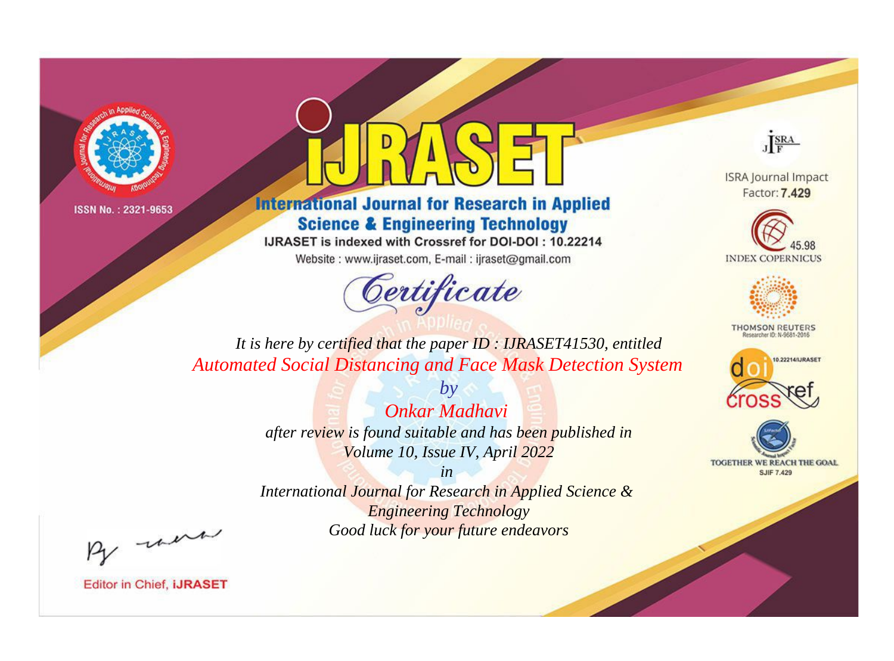ISSN No. : 2321-9653

# IJRASET

## International Journal for Research in Applied Science & Engineering Technology

IJRASET is indexed with Crossref for DOI-DOI : 10.22214

Website : www.ijraset.com, E-mail : ijraset@gmail.com

## Certificate

*It is here by certified that the paper ID : IJRASET41530, entitled*

*Automated Social Distancing and Face Mask Detection System*

*by*

*Onkar Madhavi*

*after review is found suitable and has been published in*

*Volume 10, Issue IV, April 2022*

*in*

*International Journal for Research in Applied Science & Engineering Technology*

*Good luck for your future endeavors*

ISRA Journal Impact Factor: **7.429**

45.98 INDEX COPERNICUS

THOMSON REUTERS Researcher ID: N-9681-2016

10.22214/IJRASET

TOGETHER WE REACH THE GOAL SJIF 7.429

Editor in Chief, **IJRASET**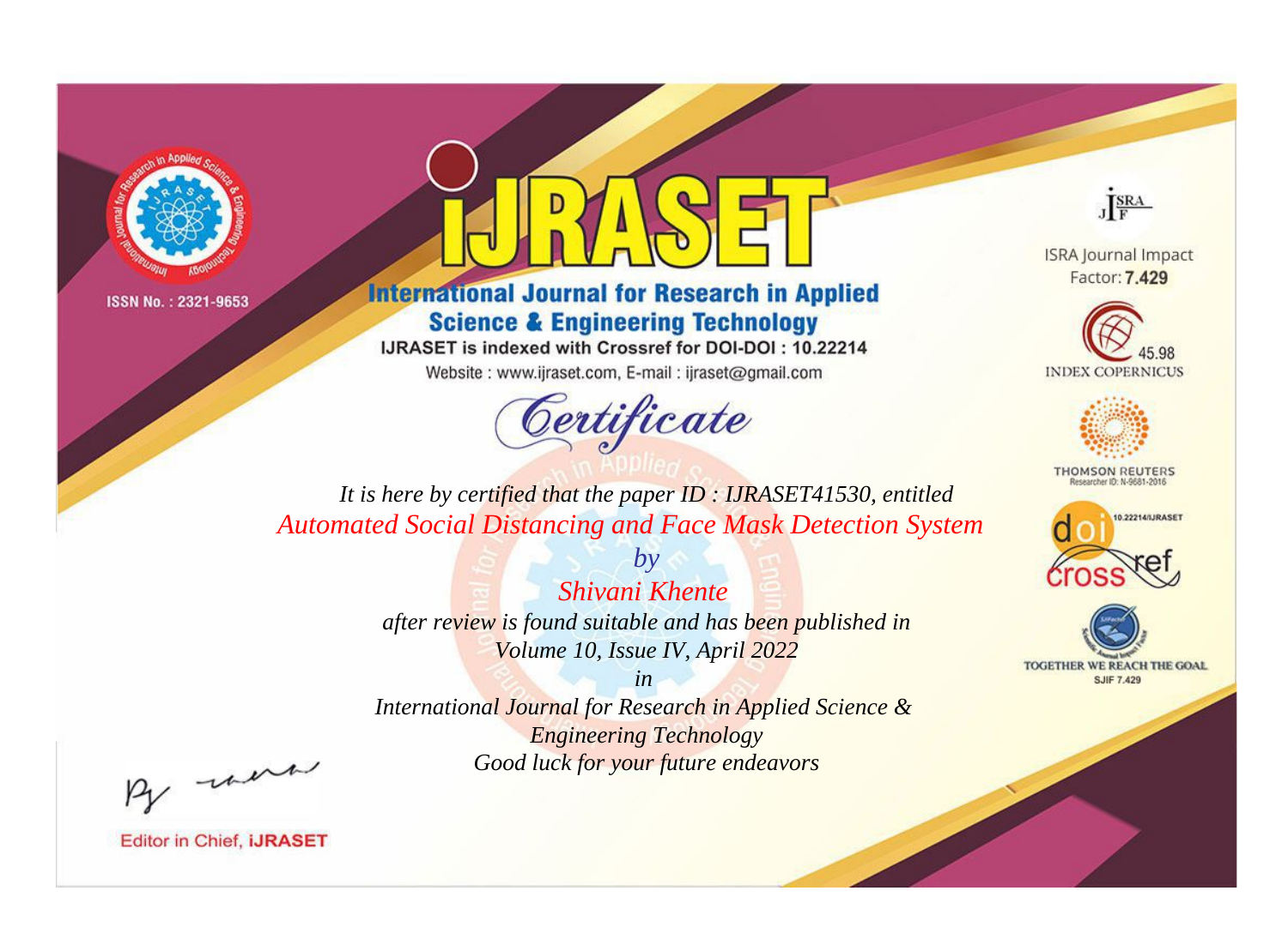ISSN No. : 2321-9653

# iJRASET

## International Journal for Research in Applied Science & Engineering Technology

IJRASET is indexed with Crossref for DOI-DOI : 10.22214

Website : www.ijraset.com, E-mail : ijraset@gmail.com

ISRA Journal Impact Factor: **7.429**

45.98 INDEX COPERNICUS

THOMSON REUTERS Researcher ID: N-9681-2016

10.22214/IJRASET

TOGETHER WE REACH THE GOAL SJIF 7.429

*Certificate*

*It is here by certified that the paper ID : IJRASET41530, entitled*

*Automated Social Distancing and Face Mask Detection System*

*by*

*Shivani Khente*

*after review is found suitable and has been published in*

*Volume 10, Issue IV, April 2022*

*in*

*International Journal for Research in Applied Science & Engineering Technology*

*Good luck for your future endeavors*

Editor in Chief, **iJRASET**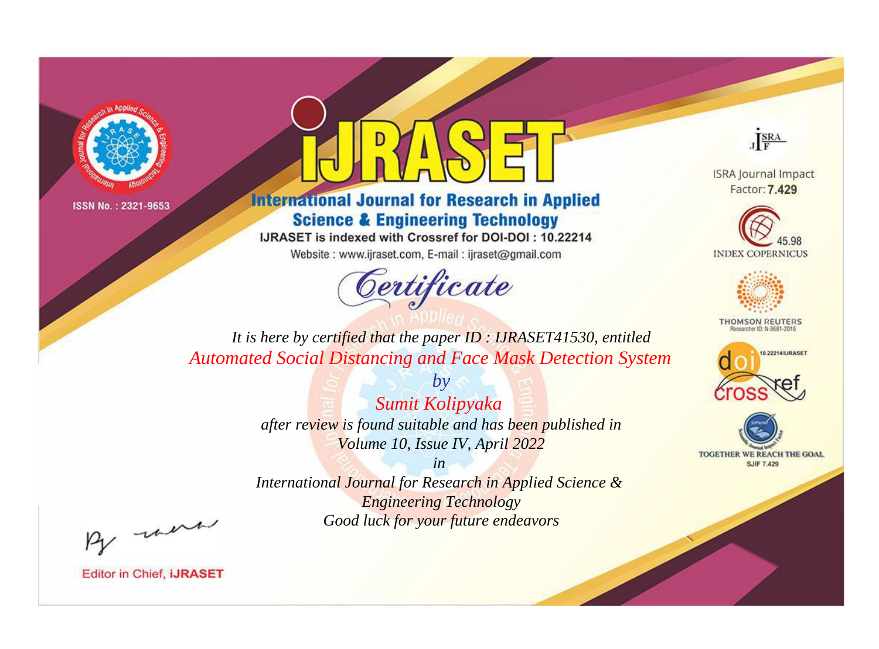ISSN No. : 2321-9653

# iJRASET

## International Journal for Research in Applied Science & Engineering Technology

IJRASET is indexed with Crossref for DOI-DOI : 10.22214

Website : www.ijraset.com, E-mail : ijraset@gmail.com

ISRA Journal Impact Factor: **7.429**

45.98 INDEX COPERNICUS

THOMSON REUTERS Researcher ID: N-9681-2016

10.22214/IJRASET

TOGETHER WE REACH THE GOAL SJIF 7.429

# *Certificate*

*It is here by certified that the paper ID : IJRASET41530, entitled*

*Automated Social Distancing and Face Mask Detection System*

*by*

*Sumit Kolipyaka*

*after review is found suitable and has been published in*

*Volume 10, Issue IV, April 2022*

*in*

*International Journal for Research in Applied Science & Engineering Technology*

*Good luck for your future endeavors*

Editor in Chief, **iJRASET**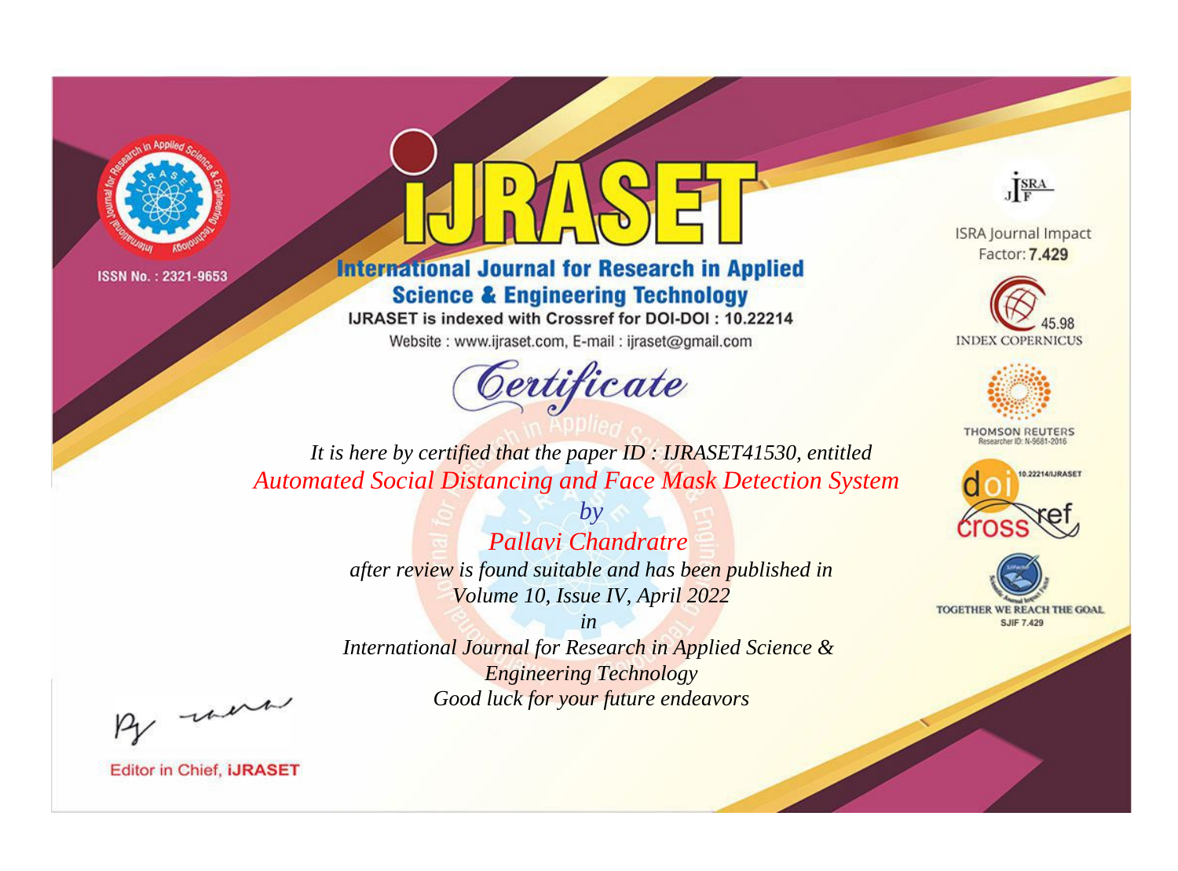ISSN No. : 2321-9653

# IJRASET

## International Journal for Research in Applied Science & Engineering Technology

IJRASET is indexed with Crossref for DOI-DOI : 10.22214

Website : www.ijraset.com, E-mail : ijraset@gmail.com

## Certificate

*It is here by certified that the paper ID : IJRASET41530, entitled*

*Automated Social Distancing and Face Mask Detection System*

*by*

*Pallavi Chandratre*

*after review is found suitable and has been published in*

*Volume 10, Issue IV, April 2022*

*in*

*International Journal for Research in Applied Science & Engineering Technology*

*Good luck for your future endeavors*

ISRA Journal Impact Factor: **7.429**

45.98 INDEX COPERNICUS

THOMSON REUTERS Researcher ID: N-9681-2016

10.22214/IJRASET

TOGETHER WE REACH THE GOAL SJIF 7.429

Editor in Chief, **iJRASET**